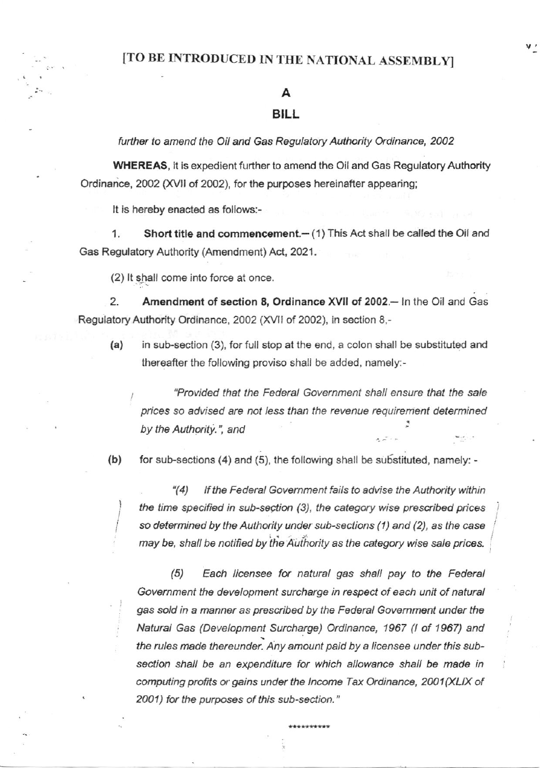**[TO BE INTRODUCED IN THE NATIONAL ASSEMBLY]**

# A

# BILL

*further to amend the Oil and Gas Regulatory Authority Ordinance, 2002*

**WHEREAS**, it is expedient further to amend the Oil and Gas Regulatory Authority Ordinance, 2002 (XVII of 2002), for the purposes hereinafter appearing;

It is hereby enacted as follows:-

1. **Short title and commencement.**— (1) This Act shall be called the Oil and Gas Regulatory Authority (Amendment) Act, 2021.

(2) It shall come into force at once.

2. **Amendment of section 8, Ordinance XVII of 2002.**— In the Oil and Gas Regulatory Authority Ordinance, 2002 (XVII of 2002), in section 8,-

**(a)** in sub-section (3), for full stop at the end, a colon shall be substituted and thereafter the following proviso shall be added, namely:-

> *"Provided that the Federal Government shall ensure that the sale prices so advised are not less than the revenue requirement determined by the Authority."*, and

**(b)** for sub-sections (4) and (5), the following shall be substituted, namely: -

> *"(4) If the Federal Government fails to advise the Authority within the time specified in sub-section (3), the category wise prescribed prices so determined by the Authority under sub-sections (1) and (2), as the case may be, shall be notified by the Authority as the category wise sale prices.*
>
> *(5) Each licensee for natural gas shall pay to the Federal Government the development surcharge in respect of each unit of natural gas sold in a manner as prescribed by the Federal Government under the Natural Gas (Development Surcharge) Ordinance, 1967 (I of 1967) and the rules made thereunder. Any amount paid by a licensee under this sub-section shall be an expenditure for which allowance shall be made in computing profits or gains under the Income Tax Ordinance, 2001(XLIX of 2001) for the purposes of this sub-section."*

**********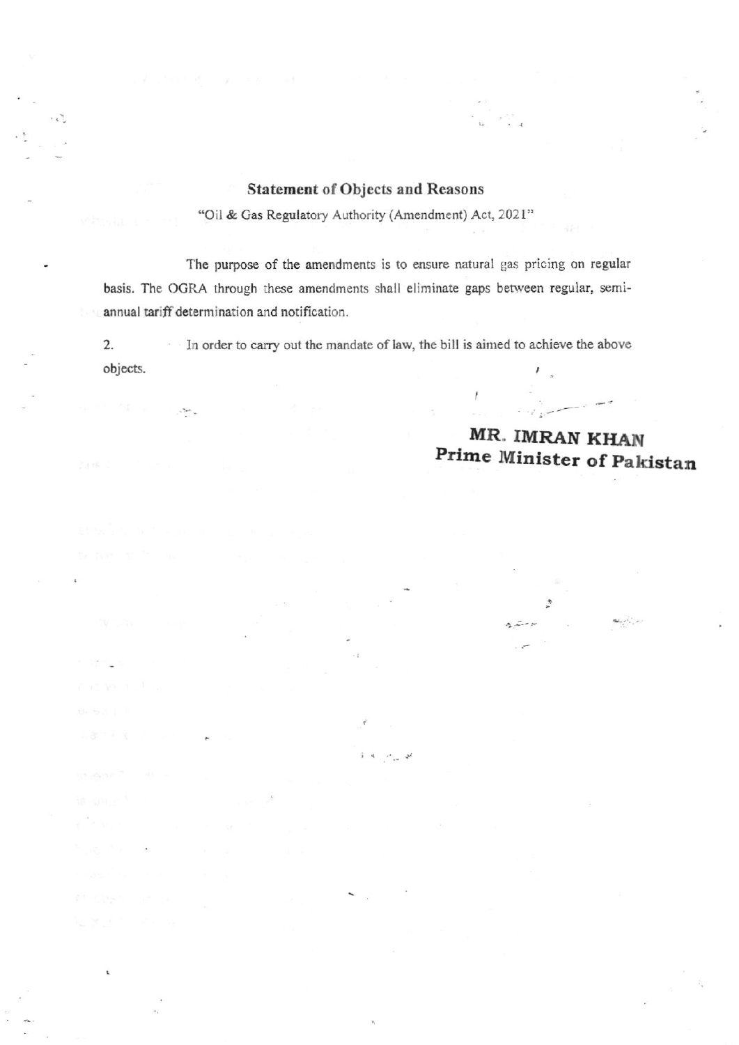## Statement of Objects and Reasons

"Oil & Gas Regulatory Authority (Amendment) Act, 2021"

The purpose of the amendments is to ensure natural gas pricing on regular basis. The OGRA through these amendments shall eliminate gaps between regular, semi-annual tariff determination and notification.

2. In order to carry out the mandate of law, the bill is aimed to achieve the above objects.

**MR. IMRAN KHAN**
**Prime Minister of Pakistan**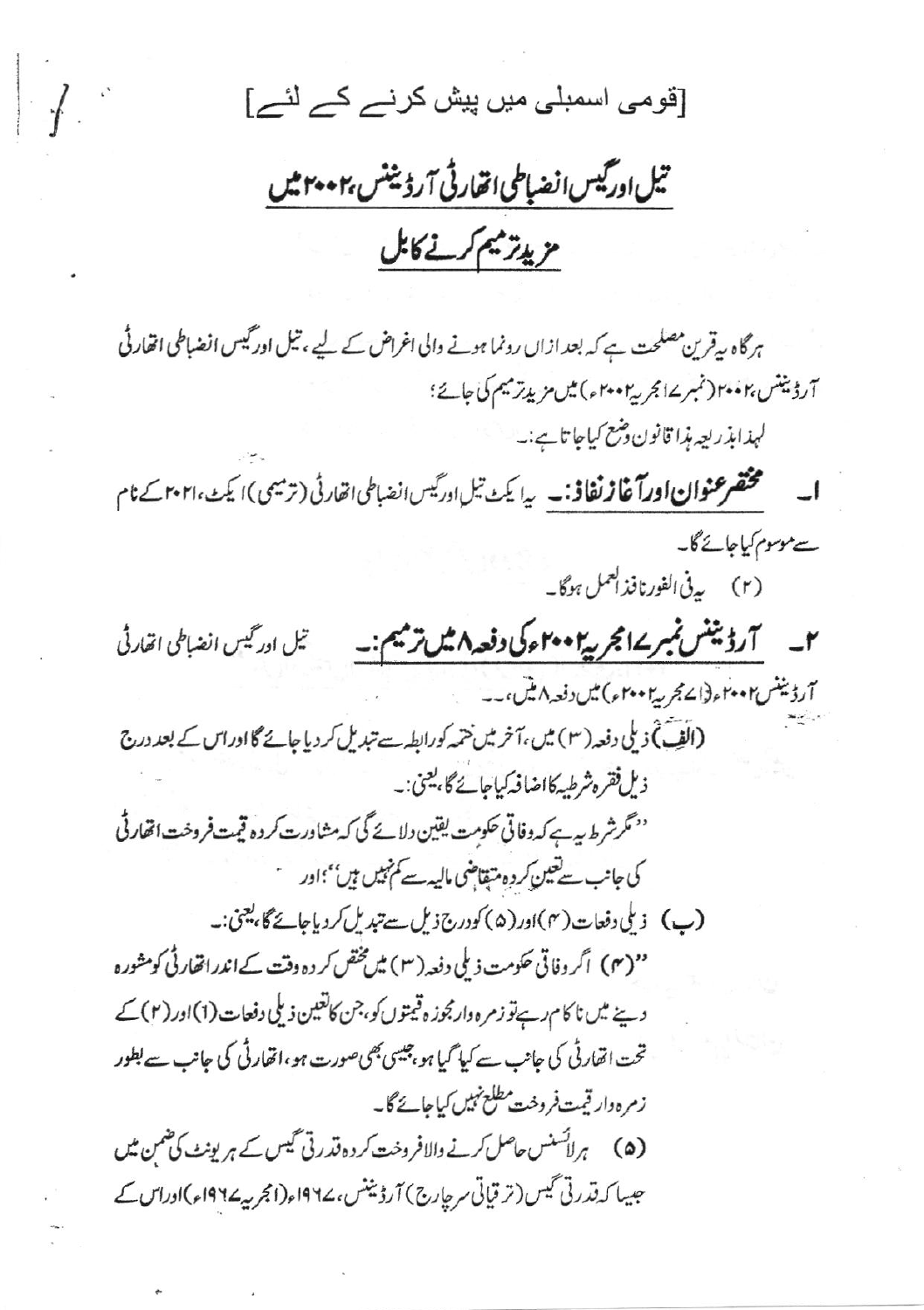[قومی اسمبلی میں پیش کرنے کے لئے]

# تیل اور گیس انضباطی اتھارٹی آرڈیننس، ۲۰۰۲ میں مزید ترمیم کرنے کا بل

ہرگاہ یہ قرین مصلحت ہے کہ بعد ازاں رونما ہونے والی اغراض کے لیے، تیل اور گیس انضباطی اتھارٹی آرڈیننس، ۲۰۰۲ (نمبر ۱۷ مجریہ ۲۰۰۲ء) میں مزید ترمیم کی جائے؛

لہذا ابذریعہ ہذا قانون وضع کیا جاتا ہے:۔

۱۔ **مختصر عنوان اور آغاز نفاذ:۔** یہ ایکٹ تیل اور گیس انضباطی اتھارٹی (ترمیمی) ایکٹ، ۲۰۲۱ کے نام سے موسوم کیا جائے گا۔

(۲) یہ فی الفور نافذ العمل ہوگا۔

۲۔ **آرڈیننس نمبر ۱۷ مجریہ ۲۰۰۲ء کی دفعہ ۸ میں ترمیم:۔** تیل اور گیس انضباطی اتھارٹی آرڈیننس ۲۰۰۲ء (۱۷ مجریہ ۲۰۰۲ء) میں دفعہ ۸ میں،۔۔

(الف) ذیلی دفعہ (۳) میں، آخر میں ختمہ کو رابطہ سے تبدیل کر دیا جائے گا اور اس کے بعد درج ذیل فقرہ شرطیہ کا اضافہ کیا جائے گا، یعنی:۔

"مگر شرط یہ ہے کہ وفاقی حکومت یقین دلائے گی کہ مشاورت کردہ قیمت فروخت اتھارٹی کی جانب سے تعین کردہ متقاضی مالیہ سے کم نہیں ہیں"؛ اور

(ب) ذیلی دفعات (۴) اور (۵) کو درج ذیل سے تبدیل کر دیا جائے گا، یعنی:۔

"(۴) اگر وفاقی حکومت ذیلی دفعہ (۳) میں مختص کردہ وقت کے اندر اتھارٹی کو مشورہ دینے میں ناکام رہے تو زمرہ وار مجوزہ قیمتوں کو، جن کا تعین ذیلی دفعات (۱) اور (۲) کے تحت اتھارٹی کی جانب سے کیا گیا ہو، جیسی بھی صورت ہو، اتھارٹی کی جانب سے بطور زمرہ وار قیمت فروخت مطلع نہیں کیا جائے گا۔

(۵) ہر لائسنس حاصل کرنے والا فروخت کردہ قدرتی گیس کے ہر یونٹ کی ضمن میں جیسا کہ قدرتی گیس (ترقیاتی سرچارج) آرڈیننس، ۱۹۶۷ء (مجریہ ۱۹۶۷ء) اور اس کے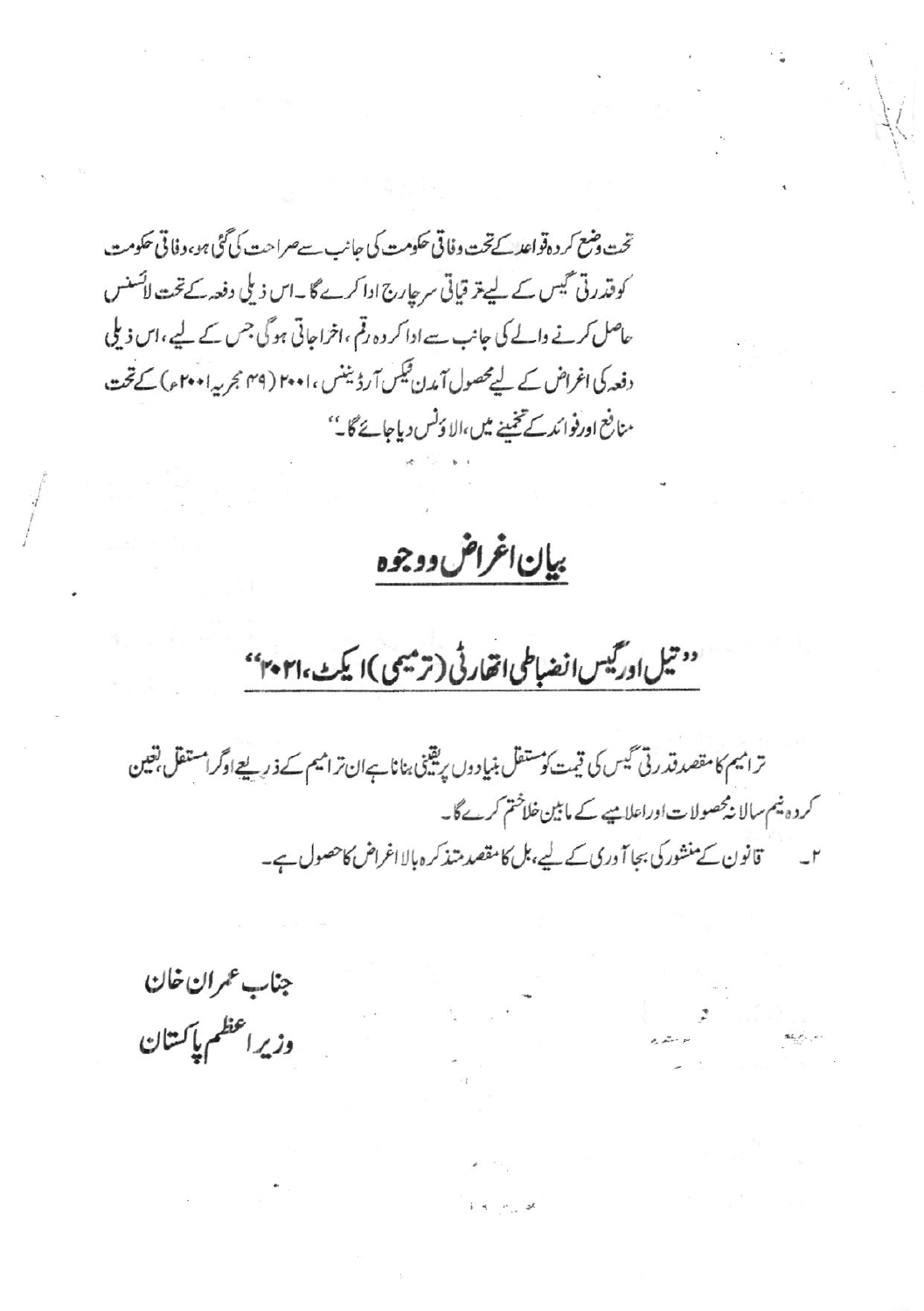تحت وضع کردہ قواعد کے تحت وفاقی حکومت کی جانب سے صراحت کی گئی ہو، وفاقی حکومت کو قدرتی گیس کے لیے ترقیاتی سرچارج ادا کرے گا۔ اس ذیلی دفعہ کے تحت لائسنس حاصل کرنے والے کی جانب سے ادا کردہ رقم، اخراجاتی ہوگی جس کے لیے، اس ذیلی دفعہ کی اغراض کے لیے محصول آمدن ٹیکس آرڈیننس، ۲۰۰۱ (۴۹ مجریہ ۲۰۰۱ء) کے تحت منافع اور فوائد کے تخمینے میں، الاؤنس دیا جائے گا۔"

## بیان اغراض ووجوہ

### "تیل اور گیس انضباطی اتھارٹی (ترمیمی) ایکٹ، ۲۰۲۱"

ترامیم کا مقصد قدرتی گیس کی قیمت کو مستقل بنیادوں پر یقینی بنانا ہے ان ترامیم کے ذریعے اوگرا مستقل، تعین کردہ نیم سالانہ محصولات اور اعلامیے کے مابین خلا ختم کرے گا۔

۲۔ قانون کے منشور کی بجا آوری کے لیے، بل کا مقصد متذکرہ بالا اغراض کا حصول ہے۔

جناب عمران خان
وزیر اعظم پاکستان